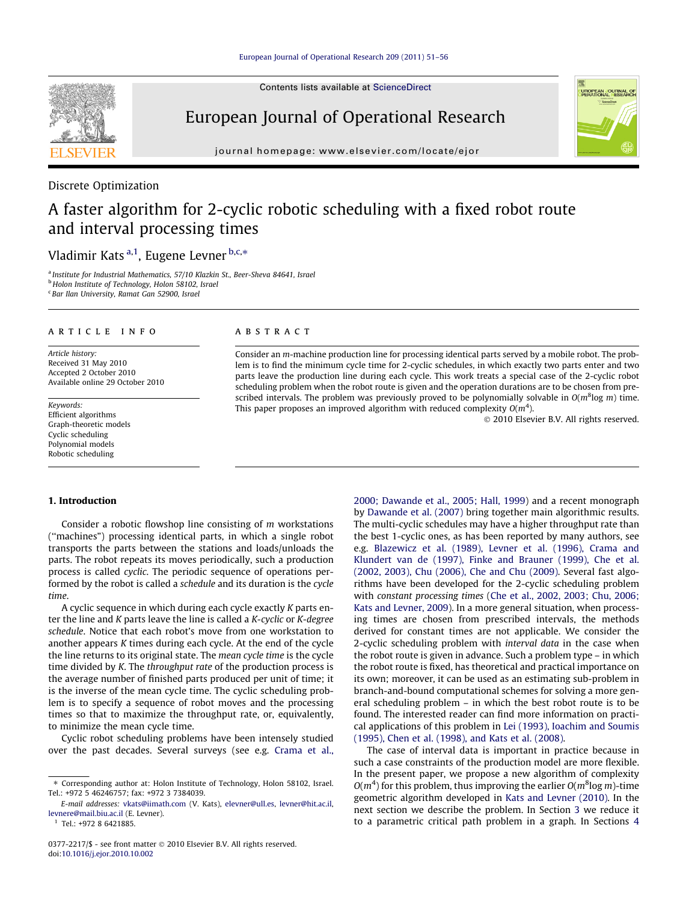Discrete Optimization

# A faster algorithm for 2-cyclic robotic scheduling with a fixed robot route and interval processing times

Vladimir Kats [a,1], Eugene Levner [b,c,*]

[a] Institute for Industrial Mathematics, 57/10 Klazkin St., Beer-Sheva 84641, Israel
[b] Holon Institute of Technology, Holon 58102, Israel
[c] Bar Ilan University, Ramat Gan 52900, Israel

**ARTICLE INFO**

*Article history:*
Received 31 May 2010
Accepted 2 October 2010
Available online 29 October 2010

*Keywords:*
Efficient algorithms
Graph-theoretic models
Cyclic scheduling
Polynomial models
Robotic scheduling

**ABSTRACT**

Consider an $m$-machine production line for processing identical parts served by a mobile robot. The problem is to find the minimum cycle time for 2-cyclic schedules, in which exactly two parts enter and two parts leave the production line during each cycle. This work treats a special case of the 2-cyclic robot scheduling problem when the robot route is given and the operation durations are to be chosen from prescribed intervals. The problem was previously proved to be polynomially solvable in $O(m^8 \log m)$ time. This paper proposes an improved algorithm with reduced complexity $O(m^4)$.

© 2010 Elsevier B.V. All rights reserved.

## 1. Introduction

Consider a robotic flowshop line consisting of $m$ workstations ("machines") processing identical parts, in which a single robot transports the parts between the stations and loads/unloads the parts. The robot repeats its moves periodically, such a production process is called *cyclic*. The periodic sequence of operations performed by the robot is called a *schedule* and its duration is the *cycle time*.

A cyclic sequence in which during each cycle exactly $K$ parts enter the line and $K$ parts leave the line is called a *K-cyclic* or *K-degree schedule*. Notice that each robot's move from one workstation to another appears $K$ times during each cycle. At the end of the cycle the line returns to its original state. The *mean cycle time* is the cycle time divided by $K$. The *throughput rate* of the production process is the average number of finished parts produced per unit of time; it is the inverse of the mean cycle time. The cyclic scheduling problem is to specify a sequence of robot moves and the processing times so that to maximize the throughput rate, or, equivalently, to minimize the mean cycle time.

Cyclic robot scheduling problems have been intensely studied over the past decades. Several surveys (see e.g. Crama et al., 2000; Dawande et al., 2005; Hall, 1999) and a recent monograph by Dawande et al. (2007) bring together main algorithmic results. The multi-cyclic schedules may have a higher throughput rate than the best 1-cyclic ones, as has been reported by many authors, see e.g. Blazewicz et al. (1989), Levner et al. (1996), Crama and Klundert van de (1997), Finke and Brauner (1999), Che et al. (2002, 2003), Chu (2006), Che and Chu (2009). Several fast algorithms have been developed for the 2-cyclic scheduling problem with *constant processing times* (Che et al., 2002, 2003; Chu, 2006; Kats and Levner, 2009). In a more general situation, when processing times are chosen from prescribed intervals, the methods derived for constant times are not applicable. We consider the 2-cyclic scheduling problem with *interval data* in the case when the robot route is given in advance. Such a problem type – in which the robot route is fixed, has theoretical and practical importance on its own; moreover, it can be used as an estimating sub-problem in branch-and-bound computational schemes for solving a more general scheduling problem – in which the best robot route is to be found. The interested reader can find more information on practical applications of this problem in Lei (1993), Ioachim and Soumis (1995), Chen et al. (1998), and Kats et al. (2008).

The case of interval data is important in practice because in such a case constraints of the production model are more flexible. In the present paper, we propose a new algorithm of complexity $O(m^4)$ for this problem, thus improving the earlier $O(m^8 \log m)$-time geometric algorithm developed in Kats and Levner (2010). In the next section we describe the problem. In Section 3 we reduce it to a parametric critical path problem in a graph. In Sections 4

---

* Corresponding author at: Holon Institute of Technology, Holon 58102, Israel. Tel.: +972 5 46246757; fax: +972 3 7384039.

*E-mail addresses:* vkats@iimath.com (V. Kats), elevner@ull.es, levner@hit.ac.il, levnere@mail.biu.ac.il (E. Levner).

[1] Tel.: +972 8 6421885.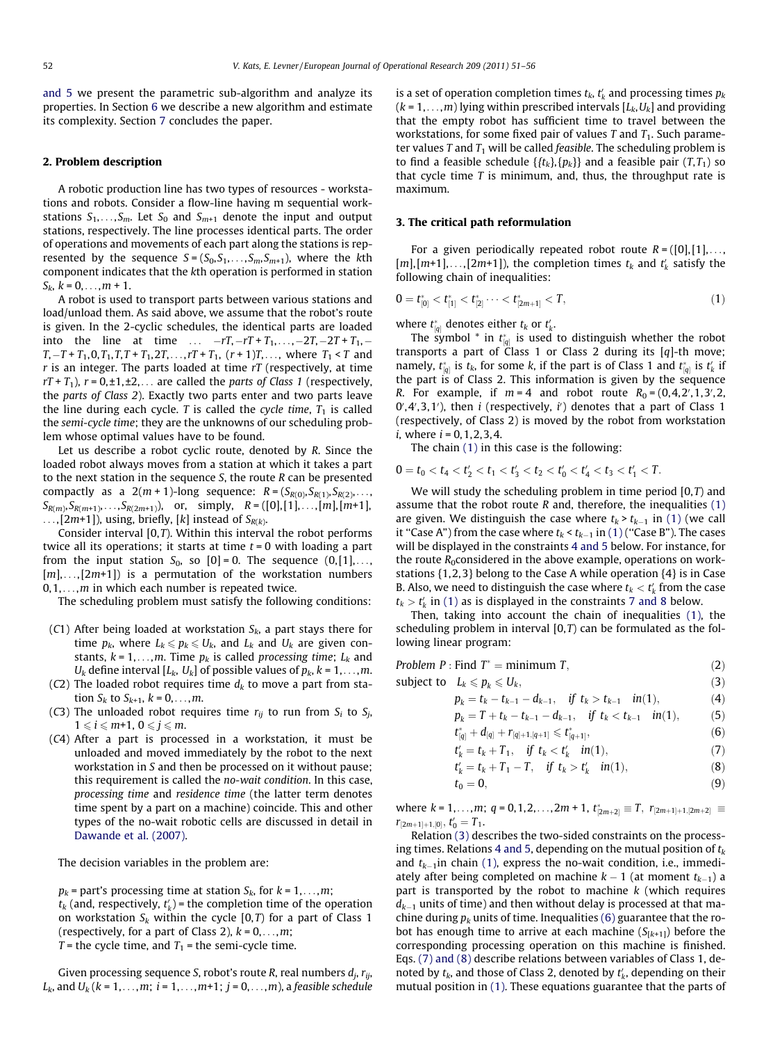and 5 we present the parametric sub-algorithm and analyze its properties. In Section 6 we describe a new algorithm and estimate its complexity. Section 7 concludes the paper.

## 2. Problem description

A robotic production line has two types of resources - workstations and robots. Consider a flow-line having m sequential workstations $S_1,\ldots,S_m$. Let $S_0$ and $S_{m+1}$ denote the input and output stations, respectively. The line processes identical parts. The order of operations and movements of each part along the stations is represented by the sequence $S = (S_0, S_1, \ldots, S_m, S_{m+1})$, where the $k$th component indicates that the $k$th operation is performed in station $S_k$, $k = 0,\ldots,m+1$.

A robot is used to transport parts between various stations and load/unload them. As said above, we assume that the robot's route is given. In the 2-cyclic schedules, the identical parts are loaded into the line at time $\ldots\ -rT, -rT+T_1, \ldots, -2T, -2T+T_1, -T, -T+T_1, 0, T_1, T, T+T_1, 2T, \ldots, rT+T_1, (r+1)T, \ldots$, where $T_1 < T$ and $r$ is an integer. The parts loaded at time $rT$ (respectively, at time $rT+T_1$), $r = 0, \pm1, \pm2, \ldots$ are called the *parts of Class 1* (respectively, the *parts of Class 2*). Exactly two parts enter and two parts leave the line during each cycle. $T$ is called the *cycle time*, $T_1$ is called the *semi-cycle time*; they are the unknowns of our scheduling problem whose optimal values have to be found.

Let us describe a robot cyclic route, denoted by $R$. Since the loaded robot always moves from a station at which it takes a part to the next station in the sequence $S$, the route $R$ can be presented compactly as a $2(m+1)$-long sequence: $R = (S_{R(0)}, S_{R(1)}, S_{R(2)}, \ldots, S_{R(m)}, S_{R(m+1)}, \ldots, S_{R(2m+1)})$, or, simply, $R = ([0],[1],\ldots,[m],[m+1],\ldots,[2m+1])$, using, briefly, $[k]$ instead of $S_{R(k)}$.

Consider interval $[0,T)$. Within this interval the robot performs twice all its operations; it starts at time $t = 0$ with loading a part from the input station $S_0$, so $[0] = 0$. The sequence $(0,[1],\ldots,[m],\ldots,[2m+1])$ is a permutation of the workstation numbers $0,1,\ldots,m$ in which each number is repeated twice.

The scheduling problem must satisfy the following conditions:

(C1) After being loaded at workstation $S_k$, a part stays there for time $p_k$, where $L_k \leqslant p_k \leqslant U_k$, and $L_k$ and $U_k$ are given constants, $k = 1,\ldots,m$. Time $p_k$ is called *processing time*; $L_k$ and $U_k$ define interval $[L_k, U_k]$ of possible values of $p_k$, $k = 1,\ldots,m$.

(C2) The loaded robot requires time $d_k$ to move a part from station $S_k$ to $S_{k+1}$, $k = 0,\ldots,m$.

(C3) The unloaded robot requires time $r_{ij}$ to run from $S_i$ to $S_j$, $1 \leqslant i \leqslant m+1$, $0 \leqslant j \leqslant m$.

(C4) After a part is processed in a workstation, it must be unloaded and moved immediately by the robot to the next workstation in $S$ and then be processed on it without pause; this requirement is called the *no-wait condition*. In this case, *processing time* and *residence time* (the latter term denotes time spent by a part on a machine) coincide. This and other types of the no-wait robotic cells are discussed in detail in Dawande et al. (2007).

The decision variables in the problem are:

$p_k$ = part's processing time at station $S_k$, for $k = 1,\ldots,m$;
$t_k$ (and, respectively, $t'_k$) = the completion time of the operation on workstation $S_k$ within the cycle $[0,T)$ for a part of Class 1 (respectively, for a part of Class 2), $k = 0,\ldots,m$;
$T$ = the cycle time, and $T_1$ = the semi-cycle time.

Given processing sequence $S$, robot's route $R$, real numbers $d_j$, $r_{ij}$, $L_k$, and $U_k$ ($k = 1,\ldots,m$; $i = 1,\ldots,m+1$; $j = 0,\ldots,m$), a *feasible schedule* is a set of operation completion times $t_k$, $t'_k$ and processing times $p_k$ ($k = 1,\ldots,m$) lying within prescribed intervals $[L_k, U_k]$ and providing that the empty robot has sufficient time to travel between the workstations, for some fixed pair of values $T$ and $T_1$. Such parameter values $T$ and $T_1$ will be called *feasible*. The scheduling problem is to find a feasible schedule $\{\{t_k\},\{p_k\}\}$ and a feasible pair $(T, T_1)$ so that cycle time $T$ is minimum, and, thus, the throughput rate is maximum.

## 3. The critical path reformulation

For a given periodically repeated robot route $R = ([0],[1],\ldots,[m],[m+1],\ldots,[2m+1])$, the completion times $t_k$ and $t'_k$ satisfy the following chain of inequalities:

$$0 = t^*_{[0]} < t^*_{[1]} < t^*_{[2]} \cdots < t^*_{[2m+1]} < T, \tag{1}$$

where $t^*_{[q]}$ denotes either $t_k$ or $t'_k$.

The symbol * in $t^*_{[q]}$ is used to distinguish whether the robot transports a part of Class 1 or Class 2 during its $[q]$-th move; namely, $t^*_{[q]}$ is $t_k$, for some $k$, if the part is of Class 1 and $t^*_{[q]}$ is $t'_k$ if the part is of Class 2. This information is given by the sequence $R$. For example, if $m = 4$ and robot route $R_0 = (0,4,2',1,3',2,0',4',3,1')$, then $i$ (respectively, $i'$) denotes that a part of Class 1 (respectively, of Class 2) is moved by the robot from workstation $i$, where $i = 0,1,2,3,4$.

The chain (1) in this case is the following:

$$0 = t_0 < t_4 < t'_2 < t_1 < t'_3 < t_2 < t'_0 < t'_4 < t_3 < t'_1 < T.$$

We will study the scheduling problem in time period $[0,T)$ and assume that the robot route $R$ and, therefore, the inequalities (1) are given. We distinguish the case where $t_k > t_{k-1}$ in (1) (we call it "Case A") from the case where $t_k < t_{k-1}$ in (1) ("Case B"). The cases will be displayed in the constraints 4 and 5 below. For instance, for the route $R_0$considered in the above example, operations on workstations $\{1,2,3\}$ belong to the Case A while operation $\{4\}$ is in Case B. Also, we need to distinguish the case where $t_k < t'_k$ from the case $t_k > t'_k$ in (1) as is displayed in the constraints 7 and 8 below.

Then, taking into account the chain of inequalities (1), the scheduling problem in interval $[0,T)$ can be formulated as the following linear program:

$$\text{Problem } P: \text{Find } T^* = \text{minimum } T, \tag{2}$$

$$\text{subject to} \quad L_k \leqslant p_k \leqslant U_k, \tag{3}$$

$$p_k = t_k - t_{k-1} - d_{k-1}, \quad \text{if } t_k > t_{k-1} \quad \text{in (1)}, \tag{4}$$

$$p_k = T + t_k - t_{k-1} - d_{k-1}, \quad \text{if } t_k < t_{k-1} \quad \text{in (1)}, \tag{5}$$

$$t^*_{[q]} + d_{[q]} + r_{[q]+1,[q+1]} \leqslant t^*_{[q+1]}, \tag{6}$$

$$t'_k = t_k + T_1, \quad \text{if } t_k < t'_k \quad \text{in (1)}, \tag{7}$$

$$t'_k = t_k + T_1 - T, \quad \text{if } t_k > t'_k \quad \text{in (1)}, \tag{8}$$

$$t_0 = 0, \tag{9}$$

where $k = 1,\ldots,m$; $q = 0,1,2,\ldots,2m+1$, $t^*_{[2m+2]} \equiv T$, $r_{[2m+1]+1,[2m+2]} \equiv r_{[2m+1]+1,[0]}$, $t'_0 = T_1$.

Relation (3) describes the two-sided constraints on the processing times. Relations 4 and 5, depending on the mutual position of $t_k$ and $t_{k-1}$in chain (1), express the no-wait condition, i.e., immediately after being completed on machine $k-1$ (at moment $t_{k-1}$) a part is transported by the robot to machine $k$ (which requires $d_{k-1}$ units of time) and then without delay is processed at that machine during $p_k$ units of time. Inequalities (6) guarantee that the robot has enough time to arrive at each machine ($S_{[k+1]}$) before the corresponding processing operation on this machine is finished. Eqs. (7) and (8) describe relations between variables of Class 1, denoted by $t_k$, and those of Class 2, denoted by $t'_k$, depending on their mutual position in (1). These equations guarantee that the parts of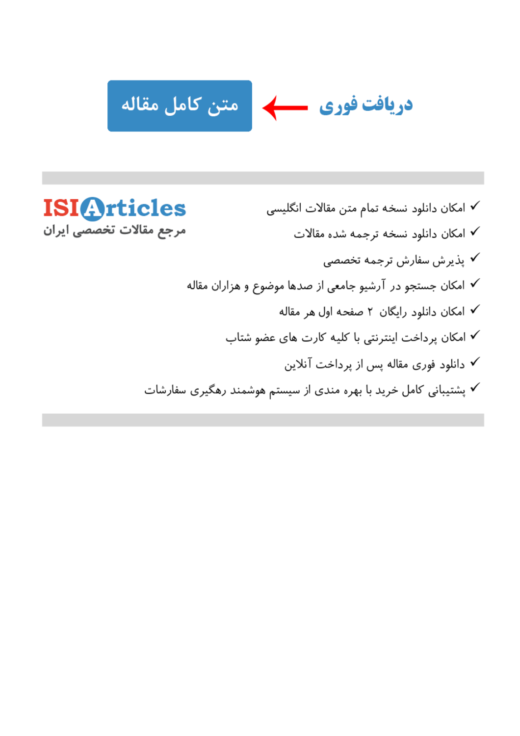دریافت فوری ← متن کامل مقاله

**ISIArticles**
مرجع مقالات تخصصی ایران

- ✓ امکان دانلود نسخه تمام متن مقالات انگلیسی
- ✓ امکان دانلود نسخه ترجمه شده مقالات
- ✓ پذیرش سفارش ترجمه تخصصی
- ✓ امکان جستجو در آرشیو جامعی از صدها موضوع و هزاران مقاله
- ✓ امکان دانلود رایگان ۲ صفحه اول هر مقاله
- ✓ امکان پرداخت اینترنتی با کلیه کارت های عضو شتاب
- ✓ دانلود فوری مقاله پس از پرداخت آنلاین
- ✓ پشتیبانی کامل خرید با بهره مندی از سیستم هوشمند رهگیری سفارشات